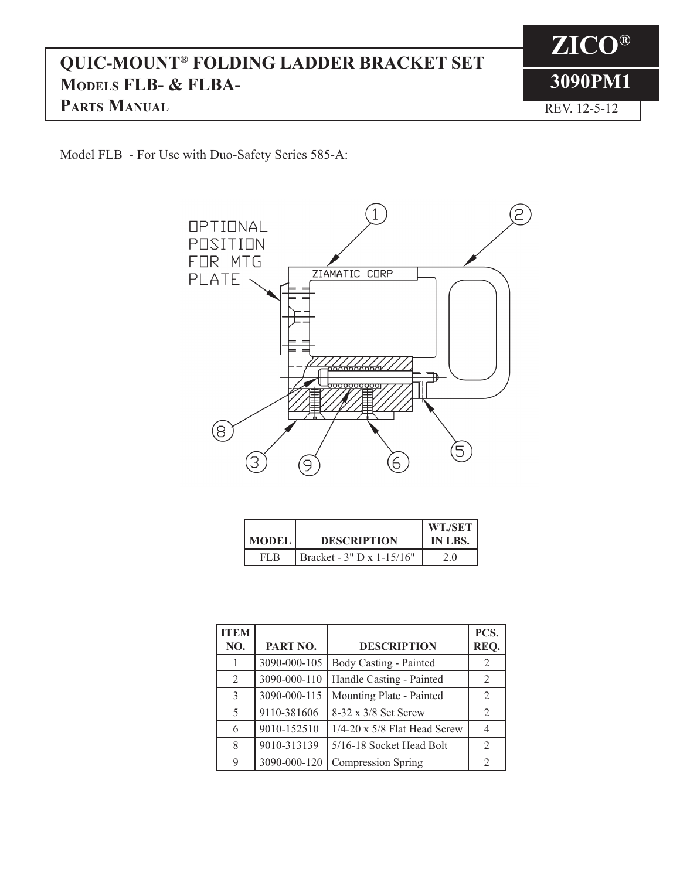# QUIC-MOUNT® FOLDING LADDER BRACKET SET
## MODELS FLB- & FLBA-
## PARTS MANUAL

**ZICO®**

**3090PM1**

REV. 12-5-12

Model FLB - For Use with Duo-Safety Series 585-A:

| MODEL | DESCRIPTION | WT./SET IN LBS. |
|---|---|---|
| FLB | Bracket - 3" D x 1-15/16" | 2.0 |

| ITEM NO. | PART NO. | DESCRIPTION | PCS. REQ. |
|---|---|---|---|
| 1 | 3090-000-105 | Body Casting - Painted | 2 |
| 2 | 3090-000-110 | Handle Casting - Painted | 2 |
| 3 | 3090-000-115 | Mounting Plate - Painted | 2 |
| 5 | 9110-381606 | 8-32 x 3/8 Set Screw | 2 |
| 6 | 9010-152510 | 1/4-20 x 5/8 Flat Head Screw | 4 |
| 8 | 9010-313139 | 5/16-18 Socket Head Bolt | 2 |
| 9 | 3090-000-120 | Compression Spring | 2 |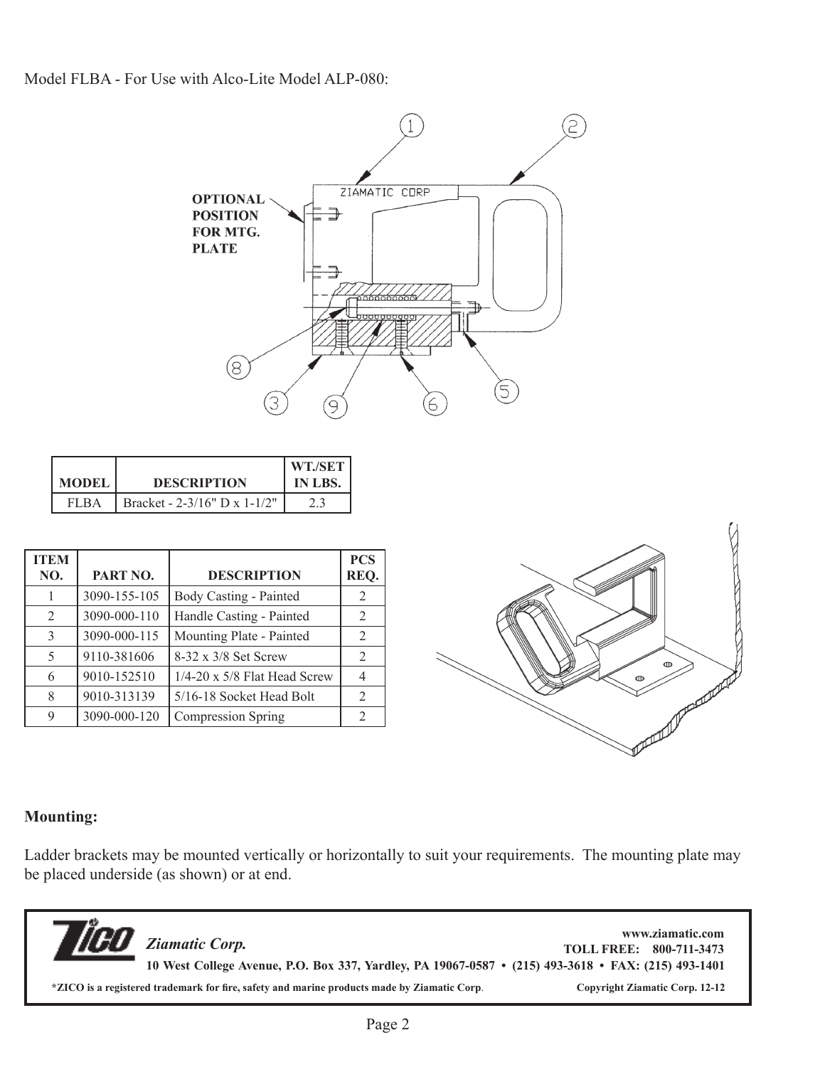Model FLBA - For Use with Alco-Lite Model ALP-080:

OPTIONAL POSITION FOR MTG. PLATE

ZIAMATIC CORP

| MODEL | DESCRIPTION | WT./SET IN LBS. |
|---|---|---|
| FLBA | Bracket - 2-3/16" D x 1-1/2" | 2.3 |

| ITEM NO. | PART NO. | DESCRIPTION | PCS REQ. |
|---|---|---|---|
| 1 | 3090-155-105 | Body Casting - Painted | 2 |
| 2 | 3090-000-110 | Handle Casting - Painted | 2 |
| 3 | 3090-000-115 | Mounting Plate - Painted | 2 |
| 5 | 9110-381606 | 8-32 x 3/8 Set Screw | 2 |
| 6 | 9010-152510 | 1/4-20 x 5/8 Flat Head Screw | 4 |
| 8 | 9010-313139 | 5/16-18 Socket Head Bolt | 2 |
| 9 | 3090-000-120 | Compression Spring | 2 |

**Mounting:**

Ladder brackets may be mounted vertically or horizontally to suit your requirements. The mounting plate may be placed underside (as shown) or at end.

*Ziamatic Corp.*

**www.ziamatic.com**
**TOLL FREE: 800-711-3473**
**10 West College Avenue, P.O. Box 337, Yardley, PA 19067-0587 • (215) 493-3618 • FAX: (215) 493-1401**

**\*ZICO is a registered trademark for fire, safety and marine products made by Ziamatic Corp.** **Copyright Ziamatic Corp. 12-12**